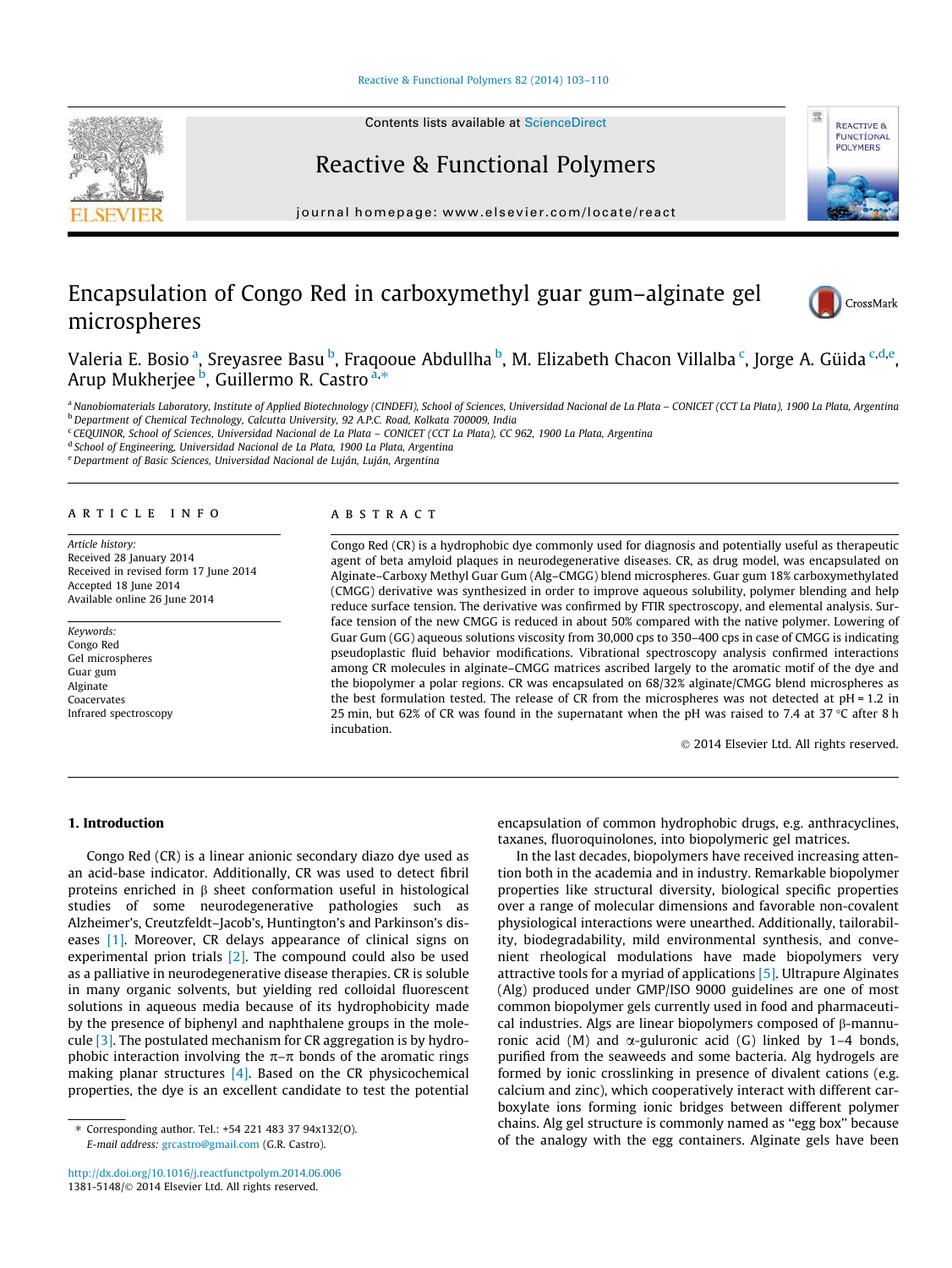# Encapsulation of Congo Red in carboxymethyl guar gum–alginate gel microspheres

Valeria E. Bosio [a], Sreyasree Basu [b], Fraqooue Abdullha [b], M. Elizabeth Chacon Villalba [c], Jorge A. Güida [c,d,e], Arup Mukherjee [b], Guillermo R. Castro [a,*]

[a] Nanobiomaterials Laboratory, Institute of Applied Biotechnology (CINDEFI), School of Sciences, Universidad Nacional de La Plata – CONICET (CCT La Plata), 1900 La Plata, Argentina
[b] Department of Chemical Technology, Calcutta University, 92 A.P.C. Road, Kolkata 700009, India
[c] CEQUINOR, School of Sciences, Universidad Nacional de La Plata – CONICET (CCT La Plata), CC 962, 1900 La Plata, Argentina
[d] School of Engineering, Universidad Nacional de La Plata, 1900 La Plata, Argentina
[e] Department of Basic Sciences, Universidad Nacional de Luján, Luján, Argentina

## ARTICLE INFO

*Article history:*
Received 28 January 2014
Received in revised form 17 June 2014
Accepted 18 June 2014
Available online 26 June 2014

*Keywords:*
Congo Red
Gel microspheres
Guar gum
Alginate
Coacervates
Infrared spectroscopy

## ABSTRACT

Congo Red (CR) is a hydrophobic dye commonly used for diagnosis and potentially useful as therapeutic agent of beta amyloid plaques in neurodegenerative diseases. CR, as drug model, was encapsulated on Alginate–Carboxy Methyl Guar Gum (Alg–CMGG) blend microspheres. Guar gum 18% carboxymethylated (CMGG) derivative was synthesized in order to improve aqueous solubility, polymer blending and help reduce surface tension. The derivative was confirmed by FTIR spectroscopy, and elemental analysis. Surface tension of the new CMGG is reduced in about 50% compared with the native polymer. Lowering of Guar Gum (GG) aqueous solutions viscosity from 30,000 cps to 350–400 cps in case of CMGG is indicating pseudoplastic fluid behavior modifications. Vibrational spectroscopy analysis confirmed interactions among CR molecules in alginate–CMGG matrices ascribed largely to the aromatic motif of the dye and the biopolymer a polar regions. CR was encapsulated on 68/32% alginate/CMGG blend microspheres as the best formulation tested. The release of CR from the microspheres was not detected at pH = 1.2 in 25 min, but 62% of CR was found in the supernatant when the pH was raised to 7.4 at 37 °C after 8 h incubation.

© 2014 Elsevier Ltd. All rights reserved.

## 1. Introduction

Congo Red (CR) is a linear anionic secondary diazo dye used as an acid-base indicator. Additionally, CR was used to detect fibril proteins enriched in β sheet conformation useful in histological studies of some neurodegenerative pathologies such as Alzheimer's, Creutzfeldt–Jacob's, Huntington's and Parkinson's diseases [1]. Moreover, CR delays appearance of clinical signs on experimental prion trials [2]. The compound could also be used as a palliative in neurodegenerative disease therapies. CR is soluble in many organic solvents, but yielding red colloidal fluorescent solutions in aqueous media because of its hydrophobicity made by the presence of biphenyl and naphthalene groups in the molecule [3]. The postulated mechanism for CR aggregation is by hydrophobic interaction involving the π–π bonds of the aromatic rings making planar structures [4]. Based on the CR physicochemical properties, the dye is an excellent candidate to test the potential encapsulation of common hydrophobic drugs, e.g. anthracyclines, taxanes, fluoroquinolones, into biopolymeric gel matrices.

In the last decades, biopolymers have received increasing attention both in the academia and in industry. Remarkable biopolymer properties like structural diversity, biological specific properties over a range of molecular dimensions and favorable non-covalent physiological interactions were unearthed. Additionally, tailorability, biodegradability, mild environmental synthesis, and convenient rheological modulations have made biopolymers very attractive tools for a myriad of applications [5]. Ultrapure Alginates (Alg) produced under GMP/ISO 9000 guidelines are one of most common biopolymer gels currently used in food and pharmaceutical industries. Algs are linear biopolymers composed of β-mannuronic acid (M) and α-guluronic acid (G) linked by 1–4 bonds, purified from the seaweeds and some bacteria. Alg hydrogels are formed by ionic crosslinking in presence of divalent cations (e.g. calcium and zinc), which cooperatively interact with different carboxylate ions forming ionic bridges between different polymer chains. Alg gel structure is commonly named as "egg box" because of the analogy with the egg containers. Alginate gels have been

---

* Corresponding author. Tel.: +54 221 483 37 94x132(O).
*E-mail address:* grcastro@gmail.com (G.R. Castro).

http://dx.doi.org/10.1016/j.reactfunctpolym.2014.06.006
1381-5148/© 2014 Elsevier Ltd. All rights reserved.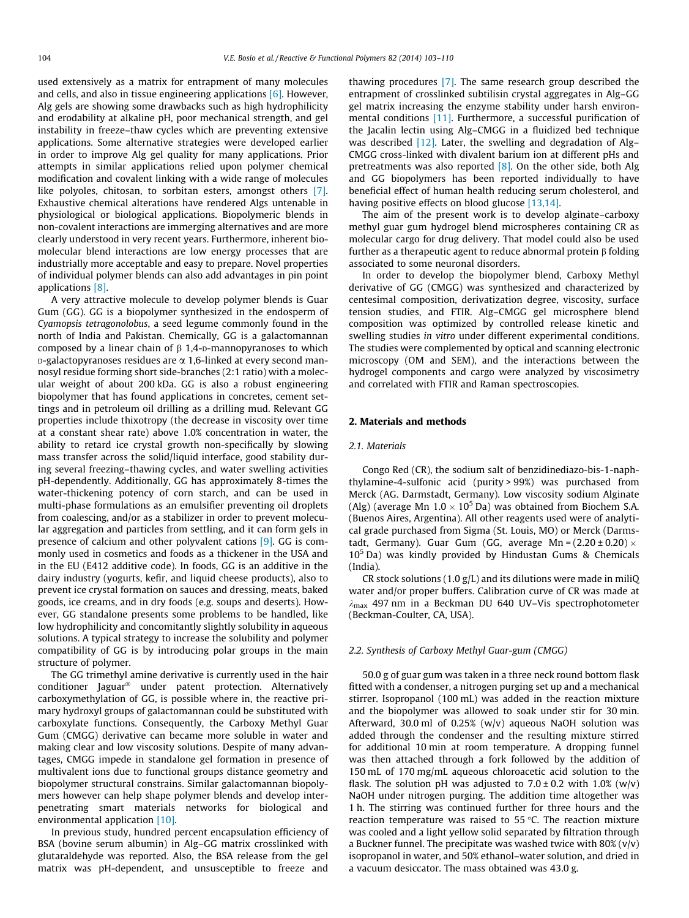used extensively as a matrix for entrapment of many molecules and cells, and also in tissue engineering applications [6]. However, Alg gels are showing some drawbacks such as high hydrophilicity and erodability at alkaline pH, poor mechanical strength, and gel instability in freeze–thaw cycles which are preventing extensive applications. Some alternative strategies were developed earlier in order to improve Alg gel quality for many applications. Prior attempts in similar applications relied upon polymer chemical modification and covalent linking with a wide range of molecules like polyoles, chitosan, to sorbitan esters, amongst others [7]. Exhaustive chemical alterations have rendered Algs untenable in physiological or biological applications. Biopolymeric blends in non-covalent interactions are immerging alternatives and are more clearly understood in very recent years. Furthermore, inherent biomolecular blend interactions are low energy processes that are industrially more acceptable and easy to prepare. Novel properties of individual polymer blends can also add advantages in pin point applications [8].

A very attractive molecule to develop polymer blends is Guar Gum (GG). GG is a biopolymer synthesized in the endosperm of *Cyamopsis tetragonolobus*, a seed legume commonly found in the north of India and Pakistan. Chemically, GG is a galactomannan composed by a linear chain of β 1,4-D-mannopyranoses to which D-galactopyranoses residues are α 1,6-linked at every second mannosyl residue forming short side-branches (2:1 ratio) with a molecular weight of about 200 kDa. GG is also a robust engineering biopolymer that has found applications in concretes, cement settings and in petroleum oil drilling as a drilling mud. Relevant GG properties include thixotropy (the decrease in viscosity over time at a constant shear rate) above 1.0% concentration in water, the ability to retard ice crystal growth non-specifically by slowing mass transfer across the solid/liquid interface, good stability during several freezing–thawing cycles, and water swelling activities pH-dependently. Additionally, GG has approximately 8-times the water-thickening potency of corn starch, and can be used in multi-phase formulations as an emulsifier preventing oil droplets from coalescing, and/or as a stabilizer in order to prevent molecular aggregation and particles from settling, and it can form gels in presence of calcium and other polyvalent cations [9]. GG is commonly used in cosmetics and foods as a thickener in the USA and in the EU (E412 additive code). In foods, GG is an additive in the dairy industry (yogurts, kefir, and liquid cheese products), also to prevent ice crystal formation on sauces and dressing, meats, baked goods, ice creams, and in dry foods (e.g. soups and deserts). However, GG standalone presents some problems to be handled, like low hydrophilicity and concomitantly slightly solubility in aqueous solutions. A typical strategy to increase the solubility and polymer compatibility of GG is by introducing polar groups in the main structure of polymer.

The GG trimethyl amine derivative is currently used in the hair conditioner Jaguar® under patent protection. Alternatively carboxymethylation of GG, is possible where in, the reactive primary hydroxyl groups of galactomannan could be substituted with carboxylate functions. Consequently, the Carboxy Methyl Guar Gum (CMGG) derivative can became more soluble in water and making clear and low viscosity solutions. Despite of many advantages, CMGG impede in standalone gel formation in presence of multivalent ions due to functional groups distance geometry and biopolymer structural constrains. Similar galactomannan biopolymers however can help shape polymer blends and develop interpenetrating smart materials networks for biological and environmental application [10].

In previous study, hundred percent encapsulation efficiency of BSA (bovine serum albumin) in Alg–GG matrix crosslinked with glutaraldehyde was reported. Also, the BSA release from the gel matrix was pH-dependent, and unsusceptible to freeze and thawing procedures [7]. The same research group described the entrapment of crosslinked subtilisin crystal aggregates in Alg–GG gel matrix increasing the enzyme stability under harsh environmental conditions [11]. Furthermore, a successful purification of the Jacalin lectin using Alg–CMGG in a fluidized bed technique was described [12]. Later, the swelling and degradation of Alg–CMGG cross-linked with divalent barium ion at different pHs and pretreatments was also reported [8]. On the other side, both Alg and GG biopolymers has been reported individually to have beneficial effect of human health reducing serum cholesterol, and having positive effects on blood glucose [13,14].

The aim of the present work is to develop alginate–carboxy methyl guar gum hydrogel blend microspheres containing CR as molecular cargo for drug delivery. That model could also be used further as a therapeutic agent to reduce abnormal protein β folding associated to some neuronal disorders.

In order to develop the biopolymer blend, Carboxy Methyl derivative of GG (CMGG) was synthesized and characterized by centesimal composition, derivatization degree, viscosity, surface tension studies, and FTIR. Alg–CMGG biopolymer blend composition was optimized by controlled release kinetic and swelling studies *in vitro* under different experimental conditions. The studies were complemented by optical and scanning electronic microscopy (OM and SEM), and the interactions between the hydrogel components and cargo were analyzed by viscosimetry and correlated with FTIR and Raman spectroscopies.

## 2. Materials and methods

### 2.1. Materials

Congo Red (CR), the sodium salt of benzidinediazo-bis-1-naphthylamine-4-sulfonic acid (purity > 99%) was purchased from Merck (AG. Darmstadt, Germany). Low viscosity sodium Alginate (Alg) (average Mn $1.0 \times 10^5$ Da) was obtained from Biochem S.A. (Buenos Aires, Argentina). All other reagents used were of analytical grade purchased from Sigma (St. Louis, MO) or Merck (Darmstadt, Germany). Guar Gum (GG, average Mn = $(2.20 \pm 0.20) \times 10^5$ Da) was kindly provided by Hindustan Gums & Chemicals (India).

CR stock solutions (1.0 g/L) and its dilutions were made in miliQ water and/or proper buffers. Calibration curve of CR was made at $\lambda_{max}$ 497 nm in a Beckman DU 640 UV–Vis spectrophotometer (Beckman-Coulter, CA, USA).

### 2.2. Synthesis of Carboxy Methyl Guar-gum (CMGG)

50.0 g of guar gum was taken in a three neck round bottom flask fitted with a condenser, a nitrogen purging set up and a mechanical stirrer. Isopropanol (100 mL) was added in the reaction mixture and the biopolymer was allowed to soak under stir for 30 min. Afterward, 30.0 ml of 0.25% (w/v) aqueous NaOH solution was added through the condenser and the resulting mixture stirred for additional 10 min at room temperature. A dropping funnel was then attached through a fork followed by the addition of 150 mL of 170 mg/mL aqueous chloroacetic acid solution to the flask. The solution pH was adjusted to 7.0 ± 0.2 with 1.0% (w/v) NaOH under nitrogen purging. The addition time altogether was 1 h. The stirring was continued further for three hours and the reaction temperature was raised to 55 °C. The reaction mixture was cooled and a light yellow solid separated by filtration through a Buckner funnel. The precipitate was washed twice with 80% (v/v) isopropanol in water, and 50% ethanol–water solution, and dried in a vacuum desiccator. The mass obtained was 43.0 g.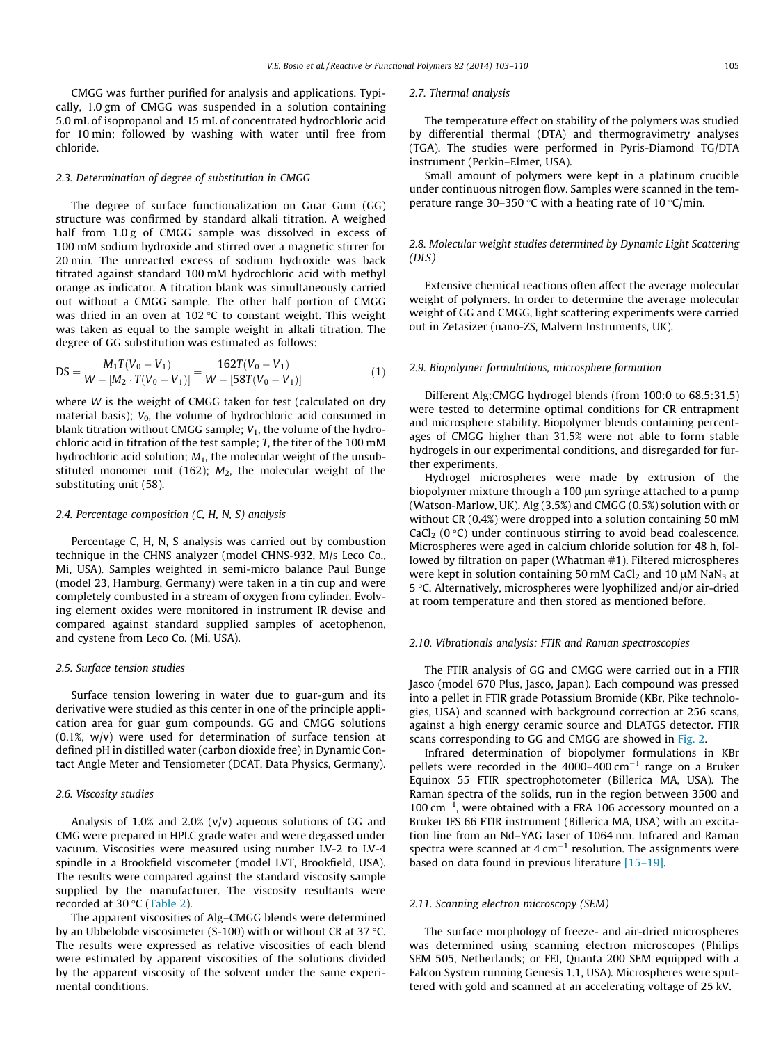CMGG was further purified for analysis and applications. Typically, 1.0 gm of CMGG was suspended in a solution containing 5.0 mL of isopropanol and 15 mL of concentrated hydrochloric acid for 10 min; followed by washing with water until free from chloride.

### 2.3. Determination of degree of substitution in CMGG

The degree of surface functionalization on Guar Gum (GG) structure was confirmed by standard alkali titration. A weighed half from 1.0 g of CMGG sample was dissolved in excess of 100 mM sodium hydroxide and stirred over a magnetic stirrer for 20 min. The unreacted excess of sodium hydroxide was back titrated against standard 100 mM hydrochloric acid with methyl orange as indicator. A titration blank was simultaneously carried out without a CMGG sample. The other half portion of CMGG was dried in an oven at 102 °C to constant weight. This weight was taken as equal to the sample weight in alkali titration. The degree of GG substitution was estimated as follows:

$$\mathrm{DS} = \frac{M_1 T(V_0 - V_1)}{W - [M_2 \cdot T(V_0 - V_1)]} = \frac{162T(V_0 - V_1)}{W - [58T(V_0 - V_1)]} \quad (1)$$

where $W$ is the weight of CMGG taken for test (calculated on dry material basis); $V_0$, the volume of hydrochloric acid consumed in blank titration without CMGG sample; $V_1$, the volume of the hydrochloric acid in titration of the test sample; $T$, the titer of the 100 mM hydrochloric acid solution; $M_1$, the molecular weight of the unsubstituted monomer unit (162); $M_2$, the molecular weight of the substituting unit (58).

### 2.4. Percentage composition (C, H, N, S) analysis

Percentage C, H, N, S analysis was carried out by combustion technique in the CHNS analyzer (model CHNS-932, M/s Leco Co., Mi, USA). Samples weighted in semi-micro balance Paul Bunge (model 23, Hamburg, Germany) were taken in a tin cup and were completely combusted in a stream of oxygen from cylinder. Evolving element oxides were monitored in instrument IR devise and compared against standard supplied samples of acetophenon, and cystene from Leco Co. (Mi, USA).

### 2.5. Surface tension studies

Surface tension lowering in water due to guar-gum and its derivative were studied as this center in one of the principle application area for guar gum compounds. GG and CMGG solutions (0.1%, w/v) were used for determination of surface tension at defined pH in distilled water (carbon dioxide free) in Dynamic Contact Angle Meter and Tensiometer (DCAT, Data Physics, Germany).

### 2.6. Viscosity studies

Analysis of 1.0% and 2.0% (v/v) aqueous solutions of GG and CMG were prepared in HPLC grade water and were degassed under vacuum. Viscosities were measured using number LV-2 to LV-4 spindle in a Brookfield viscometer (model LVT, Brookfield, USA). The results were compared against the standard viscosity sample supplied by the manufacturer. The viscosity resultants were recorded at 30 °C (Table 2).

The apparent viscosities of Alg–CMGG blends were determined by an Ubbelobde viscosimeter (S-100) with or without CR at 37 °C. The results were expressed as relative viscosities of each blend were estimated by apparent viscosities of the solutions divided by the apparent viscosity of the solvent under the same experimental conditions.

### 2.7. Thermal analysis

The temperature effect on stability of the polymers was studied by differential thermal (DTA) and thermogravimetry analyses (TGA). The studies were performed in Pyris-Diamond TG/DTA instrument (Perkin–Elmer, USA).

Small amount of polymers were kept in a platinum crucible under continuous nitrogen flow. Samples were scanned in the temperature range 30–350 °C with a heating rate of 10 °C/min.

### 2.8. Molecular weight studies determined by Dynamic Light Scattering (DLS)

Extensive chemical reactions often affect the average molecular weight of polymers. In order to determine the average molecular weight of GG and CMGG, light scattering experiments were carried out in Zetasizer (nano-ZS, Malvern Instruments, UK).

### 2.9. Biopolymer formulations, microsphere formation

Different Alg:CMGG hydrogel blends (from 100:0 to 68.5:31.5) were tested to determine optimal conditions for CR entrapment and microsphere stability. Biopolymer blends containing percentages of CMGG higher than 31.5% were not able to form stable hydrogels in our experimental conditions, and disregarded for further experiments.

Hydrogel microspheres were made by extrusion of the biopolymer mixture through a 100 μm syringe attached to a pump (Watson-Marlow, UK). Alg (3.5%) and CMGG (0.5%) solution with or without CR (0.4%) were dropped into a solution containing 50 mM $CaCl_2$ (0 °C) under continuous stirring to avoid bead coalescence. Microspheres were aged in calcium chloride solution for 48 h, followed by filtration on paper (Whatman #1). Filtered microspheres were kept in solution containing 50 mM $CaCl_2$ and 10 μM $NaN_3$ at 5 °C. Alternatively, microspheres were lyophilized and/or air-dried at room temperature and then stored as mentioned before.

### 2.10. Vibrationals analysis: FTIR and Raman spectroscopies

The FTIR analysis of GG and CMGG were carried out in a FTIR Jasco (model 670 Plus, Jasco, Japan). Each compound was pressed into a pellet in FTIR grade Potassium Bromide (KBr, Pike technologies, USA) and scanned with background correction at 256 scans, against a high energy ceramic source and DLATGS detector. FTIR scans corresponding to GG and CMGG are showed in Fig. 2.

Infrared determination of biopolymer formulations in KBr pellets were recorded in the 4000–400 $\mathrm{cm}^{-1}$ range on a Bruker Equinox 55 FTIR spectrophotometer (Billerica MA, USA). The Raman spectra of the solids, run in the region between 3500 and 100 $\mathrm{cm}^{-1}$, were obtained with a FRA 106 accessory mounted on a Bruker IFS 66 FTIR instrument (Billerica MA, USA) with an excitation line from an Nd–YAG laser of 1064 nm. Infrared and Raman spectra were scanned at 4 $\mathrm{cm}^{-1}$ resolution. The assignments were based on data found in previous literature [15–19].

### 2.11. Scanning electron microscopy (SEM)

The surface morphology of freeze- and air-dried microspheres was determined using scanning electron microscopes (Philips SEM 505, Netherlands; or FEI, Quanta 200 SEM equipped with a Falcon System running Genesis 1.1, USA). Microspheres were sputtered with gold and scanned at an accelerating voltage of 25 kV.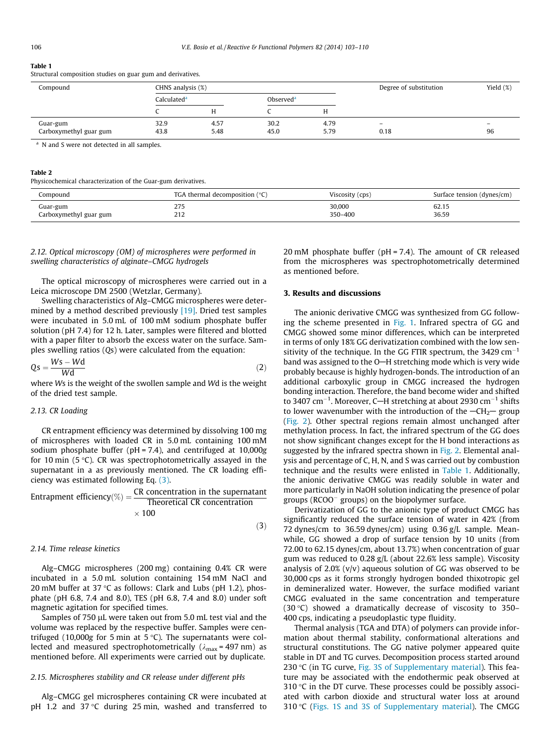**Table 1**
Structural composition studies on guar gum and derivatives.

| Compound | CHNS analysis (%) | | | | Degree of substitution | Yield (%) |
|---|---|---|---|---|---|---|
| | Calculated[a] | | Observed[a] | | | |
| | C | H | C | H | | |
| Guar-gum | 32.9 | 4.57 | 30.2 | 4.79 | – | – |
| Carboxymethyl guar gum | 43.8 | 5.48 | 45.0 | 5.79 | 0.18 | 96 |

[a] N and S were not detected in all samples.

**Table 2**
Physicochemical characterization of the Guar-gum derivatives.

| Compound | TGA thermal decomposition (°C) | Viscosity (cps) | Surface tension (dynes/cm) |
|---|---|---|---|
| Guar-gum | 275 | 30,000 | 62.15 |
| Carboxymethyl guar gum | 212 | 350–400 | 36.59 |

### *2.12. Optical microscopy (OM) of microspheres were performed in swelling characteristics of alginate–CMGG hydrogels*

The optical microscopy of microspheres were carried out in a Leica microscope DM 2500 (Wetzlar, Germany).

Swelling characteristics of Alg–CMGG microspheres were determined by a method described previously [19]. Dried test samples were incubated in 5.0 mL of 100 mM sodium phosphate buffer solution (pH 7.4) for 12 h. Later, samples were filtered and blotted with a paper filter to absorb the excess water on the surface. Samples swelling ratios ($Qs$) were calculated from the equation:

$$Qs = \frac{Ws - Wd}{Wd} \tag{2}$$

where $Ws$ is the weight of the swollen sample and $Wd$ is the weight of the dried test sample.

### *2.13. CR Loading*

CR entrapment efficiency was determined by dissolving 100 mg of microspheres with loaded CR in 5.0 mL containing 100 mM sodium phosphate buffer (pH = 7.4), and centrifuged at 10,000*g* for 10 min (5 °C). CR was spectrophotometrically assayed in the supernatant in a as previously mentioned. The CR loading efficiency was estimated following Eq. (3).

$$\text{Entrapment efficiency}(\%) = \frac{\text{CR concentration in the supernatant}}{\text{Theoretical CR concentration}} \times 100 \tag{3}$$

### *2.14. Time release kinetics*

Alg–CMGG microspheres (200 mg) containing 0.4% CR were incubated in a 5.0 mL solution containing 154 mM NaCl and 20 mM buffer at 37 °C as follows: Clark and Lubs (pH 1.2), phosphate (pH 6.8, 7.4 and 8.0), TES (pH 6.8, 7.4 and 8.0) under soft magnetic agitation for specified times.

Samples of 750 μL were taken out from 5.0 mL test vial and the volume was replaced by the respective buffer. Samples were centrifuged (10,000*g* for 5 min at 5 °C). The supernatants were collected and measured spectrophotometrically ($\lambda_{max}$ = 497 nm) as mentioned before. All experiments were carried out by duplicate.

### *2.15. Microspheres stability and CR release under different pHs*

Alg–CMGG gel microspheres containing CR were incubated at pH 1.2 and 37 °C during 25 min, washed and transferred to 20 mM phosphate buffer (pH = 7.4). The amount of CR released from the microspheres was spectrophotometrically determined as mentioned before.

## 3. Results and discussions

The anionic derivative CMGG was synthesized from GG following the scheme presented in Fig. 1. Infrared spectra of GG and CMGG showed some minor differences, which can be interpreted in terms of only 18% GG derivatization combined with the low sensitivity of the technique. In the GG FTIR spectrum, the 3429 cm$^{-1}$ band was assigned to the O—H stretching mode which is very wide probably because is highly hydrogen-bonds. The introduction of an additional carboxylic group in CMGG increased the hydrogen bonding interaction. Therefore, the band become wider and shifted to 3407 cm$^{-1}$. Moreover, C—H stretching at about 2930 cm$^{-1}$ shifts to lower wavenumber with the introduction of the —$CH_2$— group (Fig. 2). Other spectral regions remain almost unchanged after methylation process. In fact, the infrared spectrum of the GG does not show significant changes except for the H bond interactions as suggested by the infrared spectra shown in Fig. 2. Elemental analysis and percentage of C, H, N, and S was carried out by combustion technique and the results were enlisted in Table 1. Additionally, the anionic derivative CMGG was readily soluble in water and more particularly in NaOH solution indicating the presence of polar groups ($RCOO^-$ groups) on the biopolymer surface.

Derivatization of GG to the anionic type of product CMGG has significantly reduced the surface tension of water in 42% (from 72 dynes/cm to 36.59 dynes/cm) using 0.36 g/L sample. Meanwhile, GG showed a drop of surface tension by 10 units (from 72.00 to 62.15 dynes/cm, about 13.7%) when concentration of guar gum was reduced to 0.28 g/L (about 22.6% less sample). Viscosity analysis of 2.0% (v/v) aqueous solution of GG was observed to be 30,000 cps as it forms strongly hydrogen bonded thixotropic gel in demineralized water. However, the surface modified variant CMGG evaluated in the same concentration and temperature (30 °C) showed a dramatically decrease of viscosity to 350–400 cps, indicating a pseudoplastic type fluidity.

Thermal analysis (TGA and DTA) of polymers can provide information about thermal stability, conformational alterations and structural constitutions. The GG native polymer appeared quite stable in DT and TG curves. Decomposition process started around 230 °C (in TG curve, Fig. 3S of Supplementary material). This feature may be associated with the endothermic peak observed at 310 °C in the DT curve. These processes could be possibly associated with carbon dioxide and structural water loss at around 310 °C (Figs. 1S and 3S of Supplementary material). The CMGG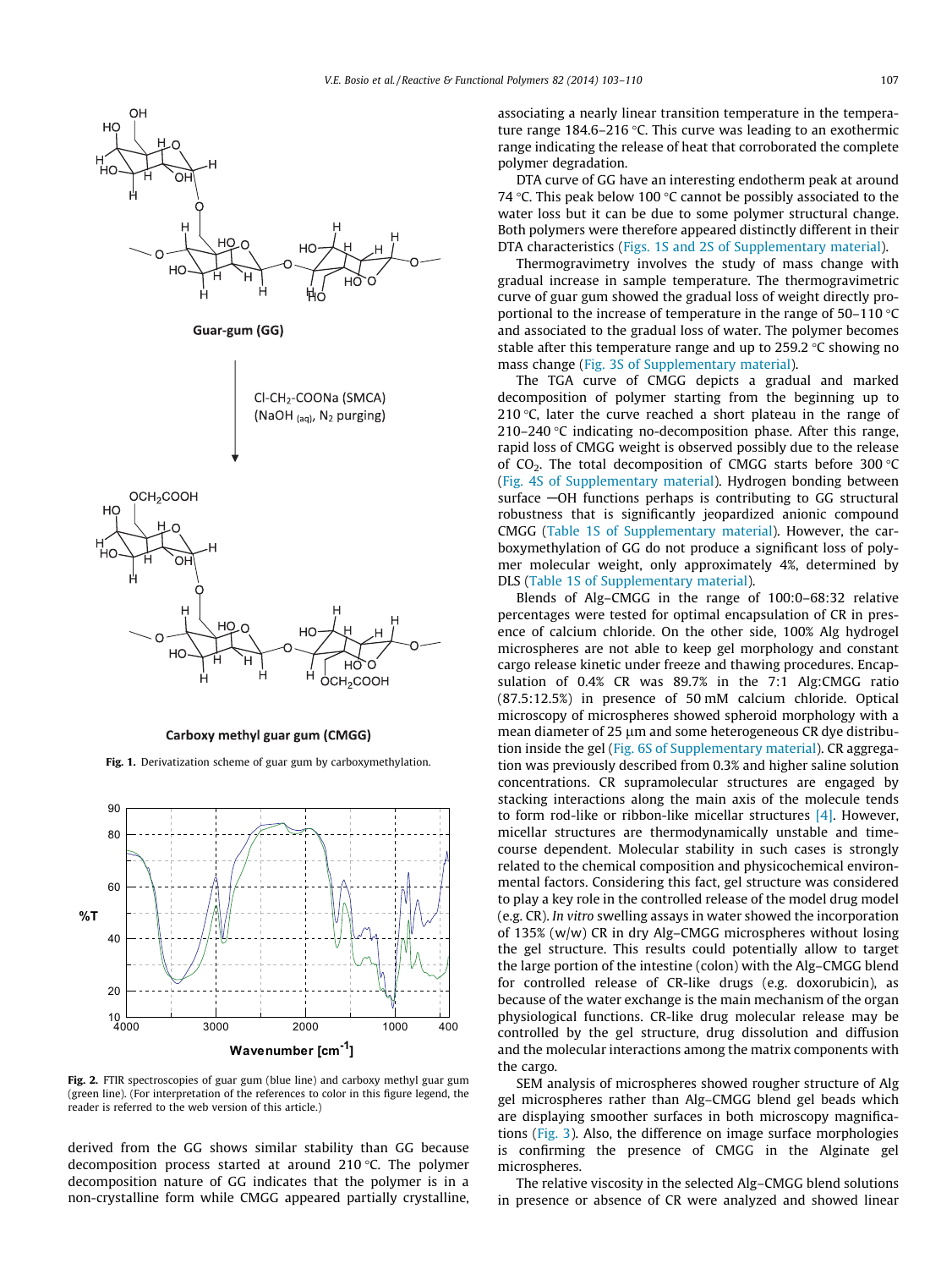Fig. 1. Derivatization scheme of guar gum by carboxymethylation.

Fig. 2. FTIR spectroscopies of guar gum (blue line) and carboxy methyl guar gum (green line). (For interpretation of the references to color in this figure legend, the reader is referred to the web version of this article.)

derived from the GG shows similar stability than GG because decomposition process started at around 210 °C. The polymer decomposition nature of GG indicates that the polymer is in a non-crystalline form while CMGG appeared partially crystalline, associating a nearly linear transition temperature in the temperature range 184.6–216 °C. This curve was leading to an exothermic range indicating the release of heat that corroborated the complete polymer degradation.

DTA curve of GG have an interesting endotherm peak at around 74 °C. This peak below 100 °C cannot be possibly associated to the water loss but it can be due to some polymer structural change. Both polymers were therefore appeared distinctly different in their DTA characteristics (Figs. 1S and 2S of Supplementary material).

Thermogravimetry involves the study of mass change with gradual increase in sample temperature. The thermogravimetric curve of guar gum showed the gradual loss of weight directly proportional to the increase of temperature in the range of 50–110 °C and associated to the gradual loss of water. The polymer becomes stable after this temperature range and up to 259.2 °C showing no mass change (Fig. 3S of Supplementary material).

The TGA curve of CMGG depicts a gradual and marked decomposition of polymer starting from the beginning up to 210 °C, later the curve reached a short plateau in the range of 210–240 °C indicating no-decomposition phase. After this range, rapid loss of CMGG weight is observed possibly due to the release of $CO_2$. The total decomposition of CMGG starts before 300 °C (Fig. 4S of Supplementary material). Hydrogen bonding between surface —OH functions perhaps is contributing to GG structural robustness that is significantly jeopardized anionic compound CMGG (Table 1S of Supplementary material). However, the carboxymethylation of GG do not produce a significant loss of polymer molecular weight, only approximately 4%, determined by DLS (Table 1S of Supplementary material).

Blends of Alg–CMGG in the range of 100:0–68:32 relative percentages were tested for optimal encapsulation of CR in presence of calcium chloride. On the other side, 100% Alg hydrogel microspheres are not able to keep gel morphology and constant cargo release kinetic under freeze and thawing procedures. Encapsulation of 0.4% CR was 89.7% in the 7:1 Alg:CMGG ratio (87.5:12.5%) in presence of 50 mM calcium chloride. Optical microscopy of microspheres showed spheroid morphology with a mean diameter of 25 μm and some heterogeneous CR dye distribution inside the gel (Fig. 6S of Supplementary material). CR aggregation was previously described from 0.3% and higher saline solution concentrations. CR supramolecular structures are engaged by stacking interactions along the main axis of the molecule tends to form rod-like or ribbon-like micellar structures [4]. However, micellar structures are thermodynamically unstable and time-course dependent. Molecular stability in such cases is strongly related to the chemical composition and physicochemical environmental factors. Considering this fact, gel structure was considered to play a key role in the controlled release of the model drug model (e.g. CR). *In vitro* swelling assays in water showed the incorporation of 135% (w/w) CR in dry Alg–CMGG microspheres without losing the gel structure. This results could potentially allow to target the large portion of the intestine (colon) with the Alg–CMGG blend for controlled release of CR-like drugs (e.g. doxorubicin), as because of the water exchange is the main mechanism of the organ physiological functions. CR-like drug molecular release may be controlled by the gel structure, drug dissolution and diffusion and the molecular interactions among the matrix components with the cargo.

SEM analysis of microspheres showed rougher structure of Alg gel microspheres rather than Alg–CMGG blend gel beads which are displaying smoother surfaces in both microscopy magnifications (Fig. 3). Also, the difference on image surface morphologies is confirming the presence of CMGG in the Alginate gel microspheres.

The relative viscosity in the selected Alg–CMGG blend solutions in presence or absence of CR were analyzed and showed linear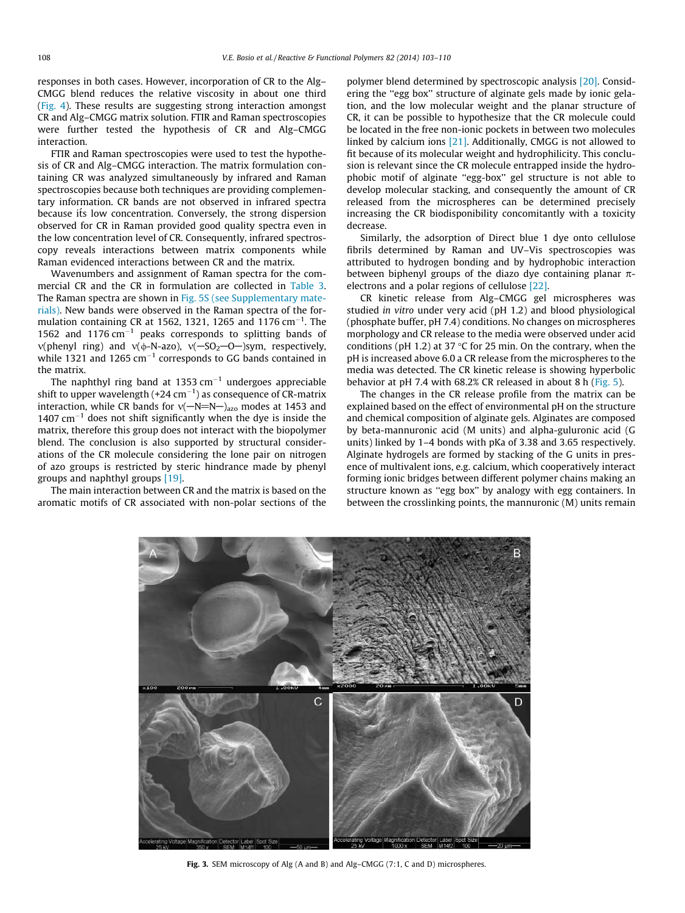responses in both cases. However, incorporation of CR to the Alg–CMGG blend reduces the relative viscosity in about one third (Fig. 4). These results are suggesting strong interaction amongst CR and Alg–CMGG matrix solution. FTIR and Raman spectroscopies were further tested the hypothesis of CR and Alg–CMGG interaction.

FTIR and Raman spectroscopies were used to test the hypothesis of CR and Alg–CMGG interaction. The matrix formulation containing CR was analyzed simultaneously by infrared and Raman spectroscopies because both techniques are providing complementary information. CR bands are not observed in infrared spectra because iťs low concentration. Conversely, the strong dispersion observed for CR in Raman provided good quality spectra even in the low concentration level of CR. Consequently, infrared spectroscopy reveals interactions between matrix components while Raman evidenced interactions between CR and the matrix.

Wavenumbers and assignment of Raman spectra for the commercial CR and the CR in formulation are collected in Table 3. The Raman spectra are shown in Fig. 5S (see Supplementary materials). New bands were observed in the Raman spectra of the formulation containing CR at 1562, 1321, 1265 and 1176 $cm^{-1}$. The 1562 and 1176 $cm^{-1}$ peaks corresponds to splitting bands of ν(phenyl ring) and ν(ϕ-N-azo), ν(—$SO_2$—O—)sym, respectively, while 1321 and 1265 $cm^{-1}$ corresponds to GG bands contained in the matrix.

The naphthyl ring band at 1353 $cm^{-1}$ undergoes appreciable shift to upper wavelength (+24 $cm^{-1}$) as consequence of CR-matrix interaction, while CR bands for $\nu(\text{—N=N—})_{azo}$ modes at 1453 and 1407 $cm^{-1}$ does not shift significantly when the dye is inside the matrix, therefore this group does not interact with the biopolymer blend. The conclusion is also supported by structural considerations of the CR molecule considering the lone pair on nitrogen of azo groups is restricted by steric hindrance made by phenyl groups and naphthyl groups [19].

The main interaction between CR and the matrix is based on the aromatic motifs of CR associated with non-polar sections of the polymer blend determined by spectroscopic analysis [20]. Considering the "egg box" structure of alginate gels made by ionic gelation, and the low molecular weight and the planar structure of CR, it can be possible to hypothesize that the CR molecule could be located in the free non-ionic pockets in between two molecules linked by calcium ions [21]. Additionally, CMGG is not allowed to fit because of its molecular weight and hydrophilicity. This conclusion is relevant since the CR molecule entrapped inside the hydrophobic motif of alginate "egg-box" gel structure is not able to develop molecular stacking, and consequently the amount of CR released from the microspheres can be determined precisely increasing the CR biodisponibility concomitantly with a toxicity decrease.

Similarly, the adsorption of Direct blue 1 dye onto cellulose fibrils determined by Raman and UV–Vis spectroscopies was attributed to hydrogen bonding and by hydrophobic interaction between biphenyl groups of the diazo dye containing planar π-electrons and a polar regions of cellulose [22].

CR kinetic release from Alg–CMGG gel microspheres was studied *in vitro* under very acid (pH 1.2) and blood physiological (phosphate buffer, pH 7.4) conditions. No changes on microspheres morphology and CR release to the media were observed under acid conditions (pH 1.2) at 37 °C for 25 min. On the contrary, when the pH is increased above 6.0 a CR release from the microspheres to the media was detected. The CR kinetic release is showing hyperbolic behavior at pH 7.4 with 68.2% CR released in about 8 h (Fig. 5).

The changes in the CR release profile from the matrix can be explained based on the effect of environmental pH on the structure and chemical composition of alginate gels. Alginates are composed by beta-mannuronic acid (M units) and alpha-guluronic acid (G units) linked by 1–4 bonds with pKa of 3.38 and 3.65 respectively. Alginate hydrogels are formed by stacking of the G units in presence of multivalent ions, e.g. calcium, which cooperatively interact forming ionic bridges between different polymer chains making an structure known as "egg box" by analogy with egg containers. In between the crosslinking points, the mannuronic (M) units remain

**Fig. 3.** SEM microscopy of Alg (A and B) and Alg–CMGG (7:1, C and D) microspheres.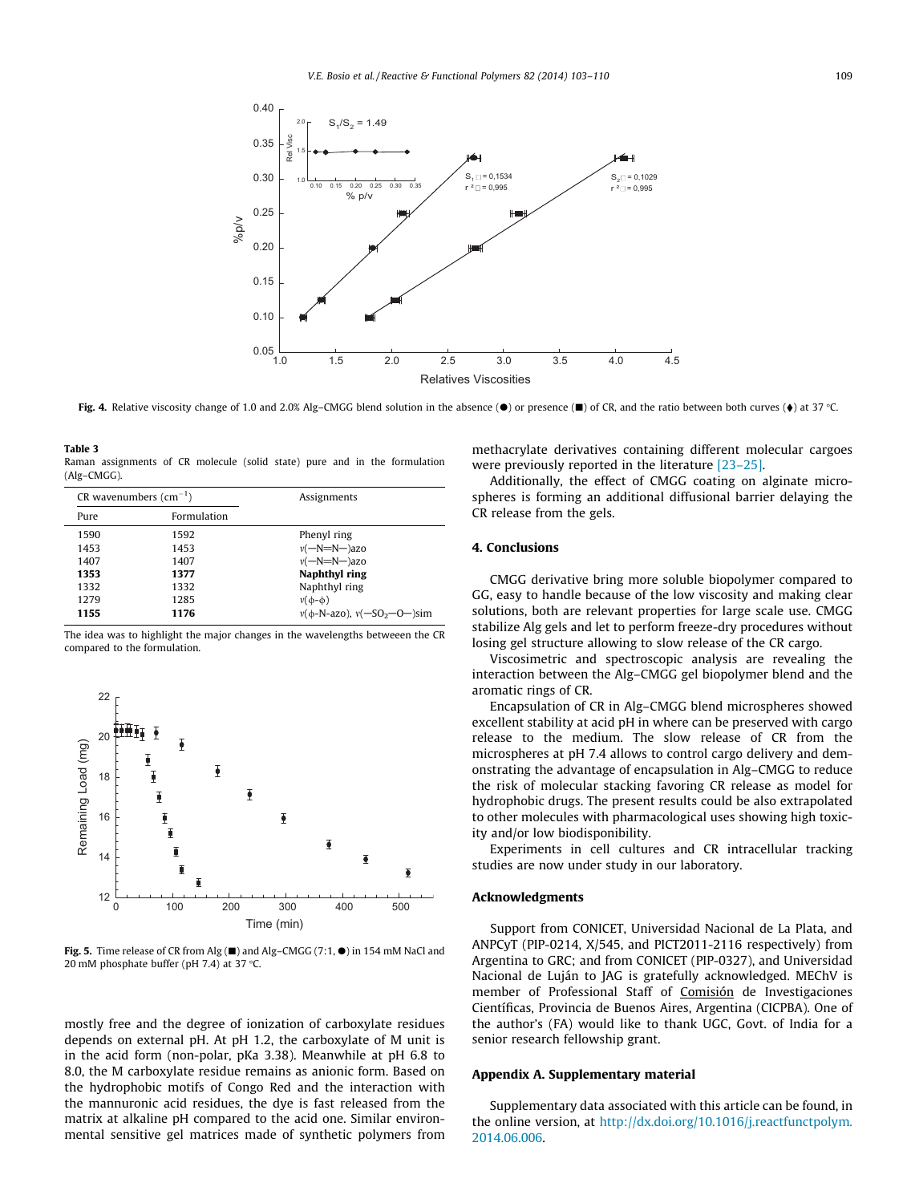Fig. 4. Relative viscosity change of 1.0 and 2.0% Alg–CMGG blend solution in the absence (●) or presence (■) of CR, and the ratio between both curves (♦) at 37 °C.

Table 3
Raman assignments of CR molecule (solid state) pure and in the formulation (Alg–CMGG).

| CR wavenumbers ($cm^{-1}$) | | Assignments |
|---|---|---|
| Pure | Formulation | |
| 1590 | 1592 | Phenyl ring |
| 1453 | 1453 | ν(—N=N—)azo |
| 1407 | 1407 | ν(—N=N—)azo |
| **1353** | **1377** | **Naphthyl ring** |
| 1332 | 1332 | Naphthyl ring |
| 1279 | 1285 | ν(ϕ-ϕ) |
| **1155** | **1176** | ν(ϕ-N-azo), ν(—$SO_2$—O—)sim |

The idea was to highlight the major changes in the wavelengths betweeen the CR compared to the formulation.

Fig. 5. Time release of CR from Alg (■) and Alg–CMGG (7:1, ●) in 154 mM NaCl and 20 mM phosphate buffer (pH 7.4) at 37 °C.

mostly free and the degree of ionization of carboxylate residues depends on external pH. At pH 1.2, the carboxylate of M unit is in the acid form (non-polar, pKa 3.38). Meanwhile at pH 6.8 to 8.0, the M carboxylate residue remains as anionic form. Based on the hydrophobic motifs of Congo Red and the interaction with the mannuronic acid residues, the dye is fast released from the matrix at alkaline pH compared to the acid one. Similar environmental sensitive gel matrices made of synthetic polymers from methacrylate derivatives containing different molecular cargoes were previously reported in the literature [23–25].

Additionally, the effect of CMGG coating on alginate microspheres is forming an additional diffusional barrier delaying the CR release from the gels.

## 4. Conclusions

CMGG derivative bring more soluble biopolymer compared to GG, easy to handle because of the low viscosity and making clear solutions, both are relevant properties for large scale use. CMGG stabilize Alg gels and let to perform freeze-dry procedures without losing gel structure allowing to slow release of the CR cargo.

Viscosimetric and spectroscopic analysis are revealing the interaction between the Alg–CMGG gel biopolymer blend and the aromatic rings of CR.

Encapsulation of CR in Alg–CMGG blend microspheres showed excellent stability at acid pH in where can be preserved with cargo release to the medium. The slow release of CR from the microspheres at pH 7.4 allows to control cargo delivery and demonstrating the advantage of encapsulation in Alg–CMGG to reduce the risk of molecular stacking favoring CR release as model for hydrophobic drugs. The present results could be also extrapolated to other molecules with pharmacological uses showing high toxicity and/or low biodisponibility.

Experiments in cell cultures and CR intracellular tracking studies are now under study in our laboratory.

## Acknowledgments

Support from CONICET, Universidad Nacional de La Plata, and ANPCyT (PIP-0214, X/545, and PICT2011-2116 respectively) from Argentina to GRC; and from CONICET (PIP-0327), and Universidad Nacional de Luján to JAG is gratefully acknowledged. MEChV is member of Professional Staff of Comisión de Investigaciones Científicas, Provincia de Buenos Aires, Argentina (CICPBA). One of the author's (FA) would like to thank UGC, Govt. of India for a senior research fellowship grant.

## Appendix A. Supplementary material

Supplementary data associated with this article can be found, in the online version, at http://dx.doi.org/10.1016/j.reactfunctpolym.2014.06.006.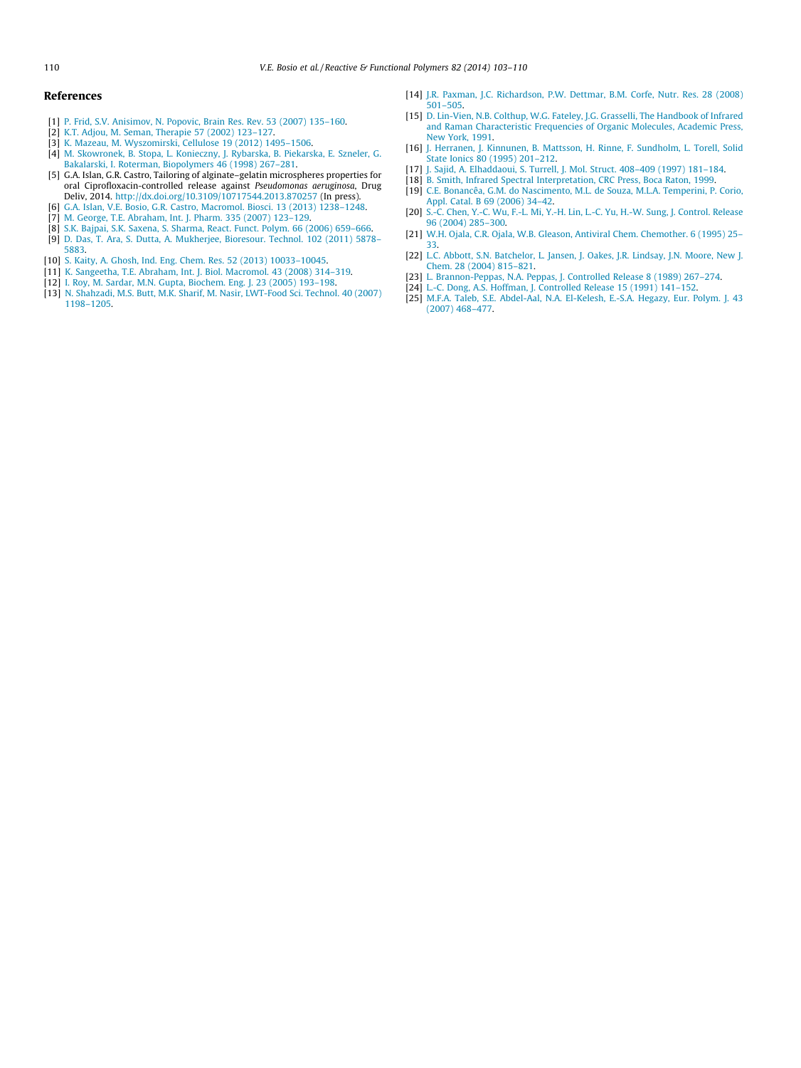## References

[1] P. Frid, S.V. Anisimov, N. Popovic, Brain Res. Rev. 53 (2007) 135–160.

[2] K.T. Adjou, M. Seman, Therapie 57 (2002) 123–127.

[3] K. Mazeau, M. Wyszomirski, Cellulose 19 (2012) 1495–1506.

[4] M. Skowronek, B. Stopa, L. Konieczny, J. Rybarska, B. Piekarska, E. Szneler, G. Bakalarski, I. Roterman, Biopolymers 46 (1998) 267–281.

[5] G.A. Islan, G.R. Castro, Tailoring of alginate–gelatin microspheres properties for oral Ciprofloxacin-controlled release against *Pseudomonas aeruginosa*, Drug Deliv, 2014. http://dx.doi.org/10.3109/10717544.2013.870257 (In press).

[6] G.A. Islan, V.E. Bosio, G.R. Castro, Macromol. Biosci. 13 (2013) 1238–1248.

[7] M. George, T.E. Abraham, Int. J. Pharm. 335 (2007) 123–129.

[8] S.K. Bajpai, S.K. Saxena, S. Sharma, React. Funct. Polym. 66 (2006) 659–666.

[9] D. Das, T. Ara, S. Dutta, A. Mukherjee, Bioresour. Technol. 102 (2011) 5878–5883.

[10] S. Kaity, A. Ghosh, Ind. Eng. Chem. Res. 52 (2013) 10033–10045.

[11] K. Sangeetha, T.E. Abraham, Int. J. Biol. Macromol. 43 (2008) 314–319.

[12] I. Roy, M. Sardar, M.N. Gupta, Biochem. Eng. J. 23 (2005) 193–198.

[13] N. Shahzadi, M.S. Butt, M.K. Sharif, M. Nasir, LWT-Food Sci. Technol. 40 (2007) 1198–1205.

[14] J.R. Paxman, J.C. Richardson, P.W. Dettmar, B.M. Corfe, Nutr. Res. 28 (2008) 501–505.

[15] D. Lin-Vien, N.B. Colthup, W.G. Fateley, J.G. Grasselli, The Handbook of Infrared and Raman Characteristic Frequencies of Organic Molecules, Academic Press, New York, 1991.

[16] J. Herranen, J. Kinnunen, B. Mattsson, H. Rinne, F. Sundholm, L. Torell, Solid State Ionics 80 (1995) 201–212.

[17] J. Sajid, A. Elhaddaoui, S. Turrell, J. Mol. Struct. 408–409 (1997) 181–184.

[18] B. Smith, Infrared Spectral Interpretation, CRC Press, Boca Raton, 1999.

[19] C.E. Bonancêa, G.M. do Nascimento, M.L. de Souza, M.L.A. Temperini, P. Corio, Appl. Catal. B 69 (2006) 34–42.

[20] S.-C. Chen, Y.-C. Wu, F.-L. Mi, Y.-H. Lin, L.-C. Yu, H.-W. Sung, J. Control. Release 96 (2004) 285–300.

[21] W.H. Ojala, C.R. Ojala, W.B. Gleason, Antiviral Chem. Chemother. 6 (1995) 25–33.

[22] L.C. Abbott, S.N. Batchelor, L. Jansen, J. Oakes, J.R. Lindsay, J.N. Moore, New J. Chem. 28 (2004) 815–821.

[23] L. Brannon-Peppas, N.A. Peppas, J. Controlled Release 8 (1989) 267–274.

[24] L.-C. Dong, A.S. Hoffman, J. Controlled Release 15 (1991) 141–152.

[25] M.F.A. Taleb, S.E. Abdel-Aal, N.A. El-Kelesh, E.-S.A. Hegazy, Eur. Polym. J. 43 (2007) 468–477.